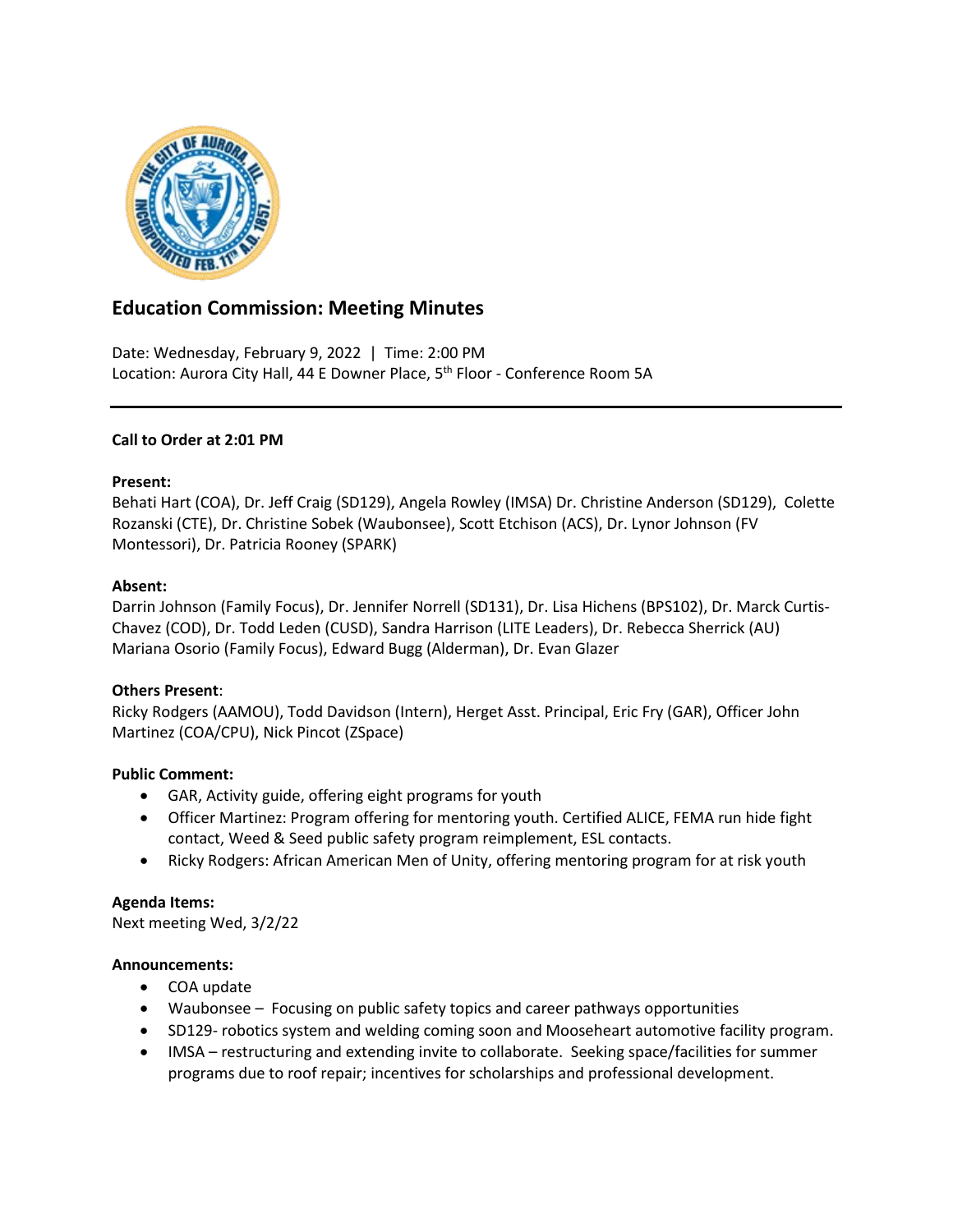# Education Commission: Meeting Minutes

Date: Wednesday, February 9, 2022 | Time: 2:00 PM
Location: Aurora City Hall, 44 E Downer Place, 5th Floor - Conference Room 5A

---

**Call to Order at 2:01 PM**

**Present:**
Behati Hart (COA), Dr. Jeff Craig (SD129), Angela Rowley (IMSA) Dr. Christine Anderson (SD129), Colette Rozanski (CTE), Dr. Christine Sobek (Waubonsee), Scott Etchison (ACS), Dr. Lynor Johnson (FV Montessori), Dr. Patricia Rooney (SPARK)

**Absent:**
Darrin Johnson (Family Focus), Dr. Jennifer Norrell (SD131), Dr. Lisa Hichens (BPS102), Dr. Marck Curtis-Chavez (COD), Dr. Todd Leden (CUSD), Sandra Harrison (LITE Leaders), Dr. Rebecca Sherrick (AU) Mariana Osorio (Family Focus), Edward Bugg (Alderman), Dr. Evan Glazer

**Others Present**:
Ricky Rodgers (AAMOU), Todd Davidson (Intern), Herget Asst. Principal, Eric Fry (GAR), Officer John Martinez (COA/CPU), Nick Pincot (ZSpace)

**Public Comment:**

- GAR, Activity guide, offering eight programs for youth
- Officer Martinez: Program offering for mentoring youth. Certified ALICE, FEMA run hide fight contact, Weed & Seed public safety program reimplement, ESL contacts.
- Ricky Rodgers: African American Men of Unity, offering mentoring program for at risk youth

**Agenda Items:**
Next meeting Wed, 3/2/22

**Announcements:**

- COA update
- Waubonsee – Focusing on public safety topics and career pathways opportunities
- SD129- robotics system and welding coming soon and Mooseheart automotive facility program.
- IMSA – restructuring and extending invite to collaborate. Seeking space/facilities for summer programs due to roof repair; incentives for scholarships and professional development.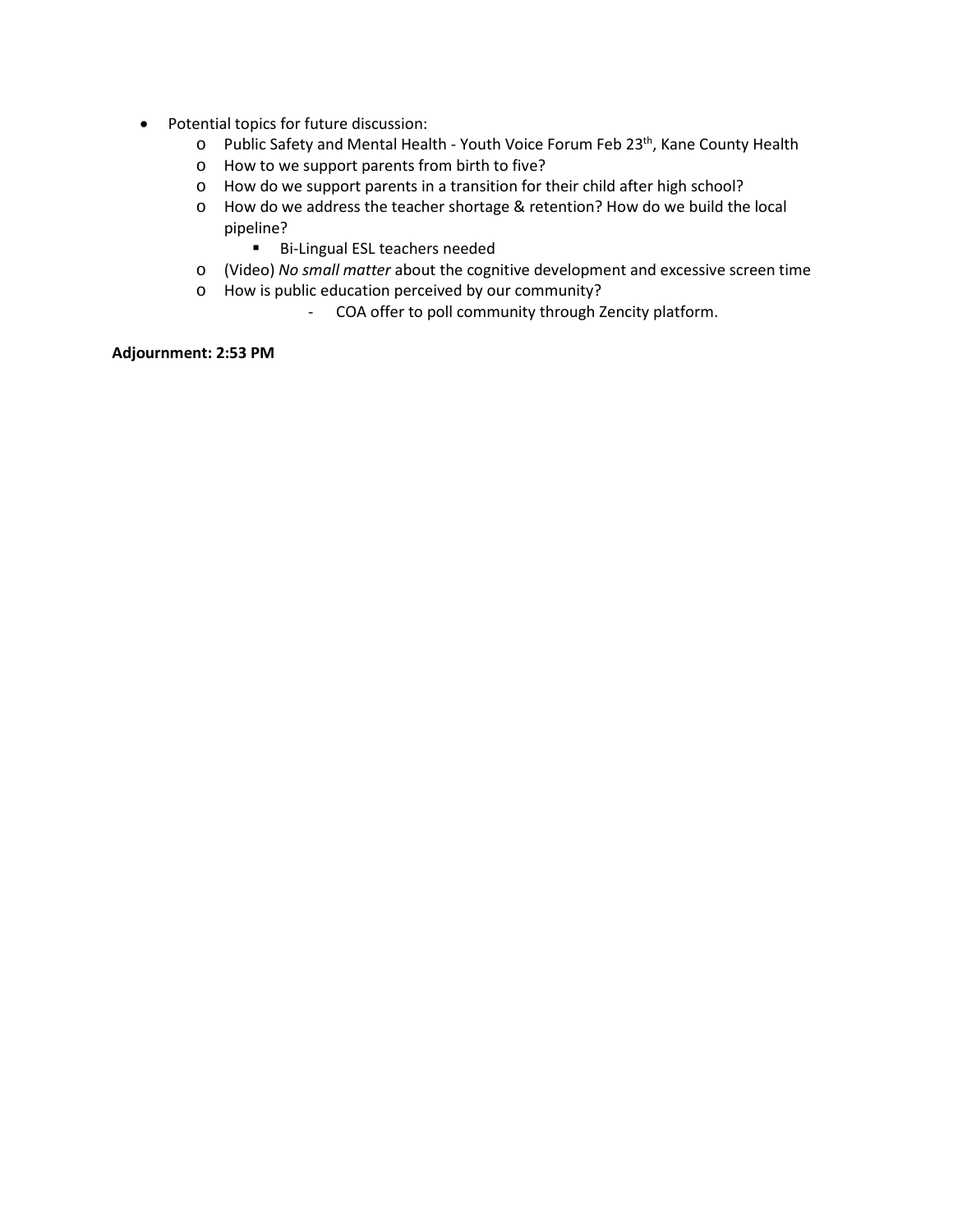- Potential topics for future discussion:
  - Public Safety and Mental Health - Youth Voice Forum Feb 23[th], Kane County Health
  - How to we support parents from birth to five?
  - How do we support parents in a transition for their child after high school?
  - How do we address the teacher shortage & retention? How do we build the local pipeline?
    - Bi-Lingual ESL teachers needed
  - (Video) *No small matter* about the cognitive development and excessive screen time
  - How is public education perceived by our community?
    - COA offer to poll community through Zencity platform.

**Adjournment: 2:53 PM**